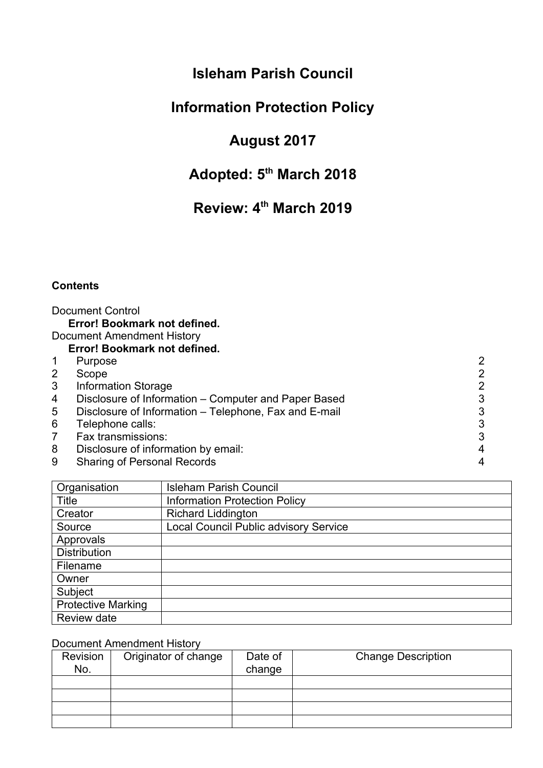# Isleham Parish Council

# Information Protection Policy

# August 2017

# Adopted: 5th March 2018

# Review: 4th March 2019

**Contents**

Document Control
**Error! Bookmark not defined.**
Document Amendment History
**Error! Bookmark not defined.**

| | | |
|---|---|---|
| 1 | Purpose | 2 |
| 2 | Scope | 2 |
| 3 | Information Storage | 2 |
| 4 | Disclosure of Information – Computer and Paper Based | 3 |
| 5 | Disclosure of Information – Telephone, Fax and E-mail | 3 |
| 6 | Telephone calls: | 3 |
| 7 | Fax transmissions: | 3 |
| 8 | Disclosure of information by email: | 4 |
| 9 | Sharing of Personal Records | 4 |

| | |
|---|---|
| Organisation | Isleham Parish Council |
| Title | Information Protection Policy |
| Creator | Richard Liddington |
| Source | Local Council Public advisory Service |
| Approvals | |
| Distribution | |
| Filename | |
| Owner | |
| Subject | |
| Protective Marking | |
| Review date | |

Document Amendment History

| Revision No. | Originator of change | Date of change | Change Description |
|---|---|---|---|
| | | | |
| | | | |
| | | | |
| | | | |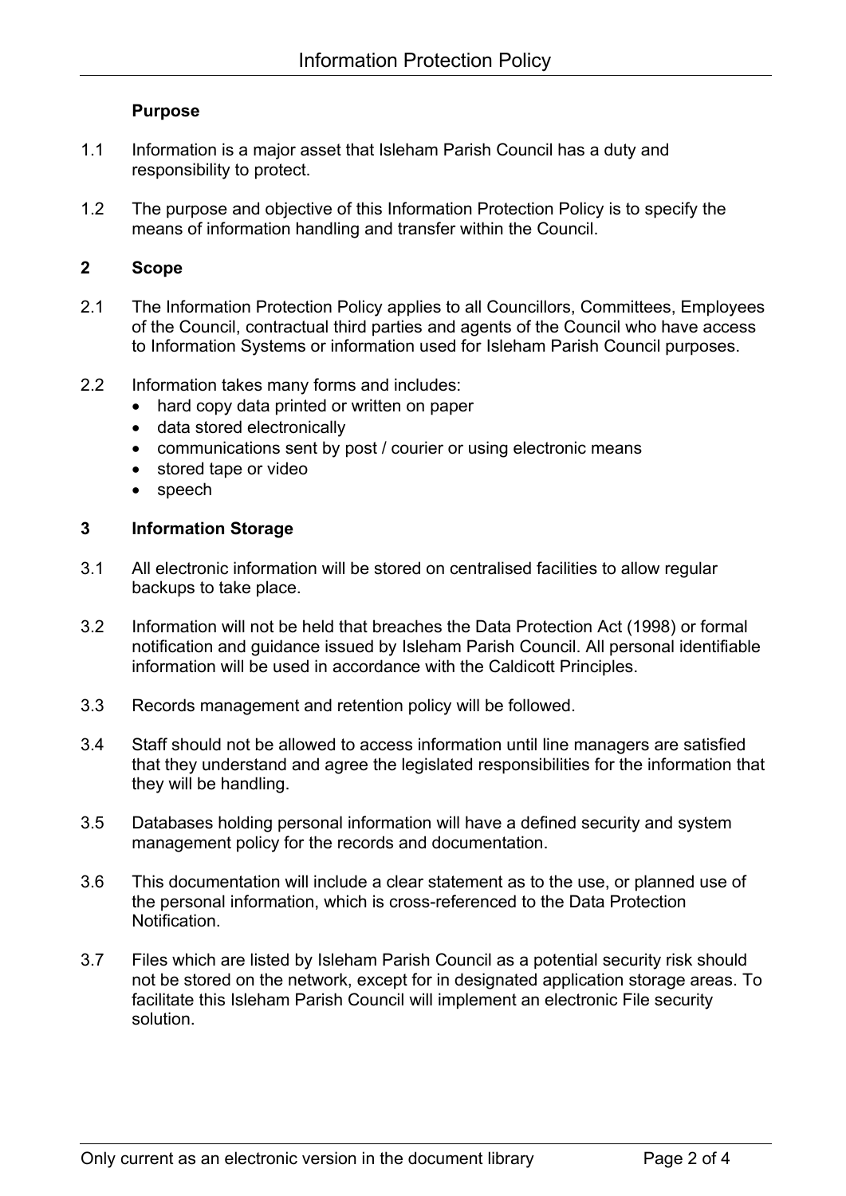## Purpose

1.1 Information is a major asset that Isleham Parish Council has a duty and responsibility to protect.

1.2 The purpose and objective of this Information Protection Policy is to specify the means of information handling and transfer within the Council.

## 2 Scope

2.1 The Information Protection Policy applies to all Councillors, Committees, Employees of the Council, contractual third parties and agents of the Council who have access to Information Systems or information used for Isleham Parish Council purposes.

2.2 Information takes many forms and includes:

- hard copy data printed or written on paper
- data stored electronically
- communications sent by post / courier or using electronic means
- stored tape or video
- speech

## 3 Information Storage

3.1 All electronic information will be stored on centralised facilities to allow regular backups to take place.

3.2 Information will not be held that breaches the Data Protection Act (1998) or formal notification and guidance issued by Isleham Parish Council. All personal identifiable information will be used in accordance with the Caldicott Principles.

3.3 Records management and retention policy will be followed.

3.4 Staff should not be allowed to access information until line managers are satisfied that they understand and agree the legislated responsibilities for the information that they will be handling.

3.5 Databases holding personal information will have a defined security and system management policy for the records and documentation.

3.6 This documentation will include a clear statement as to the use, or planned use of the personal information, which is cross-referenced to the Data Protection Notification.

3.7 Files which are listed by Isleham Parish Council as a potential security risk should not be stored on the network, except for in designated application storage areas. To facilitate this Isleham Parish Council will implement an electronic File security solution.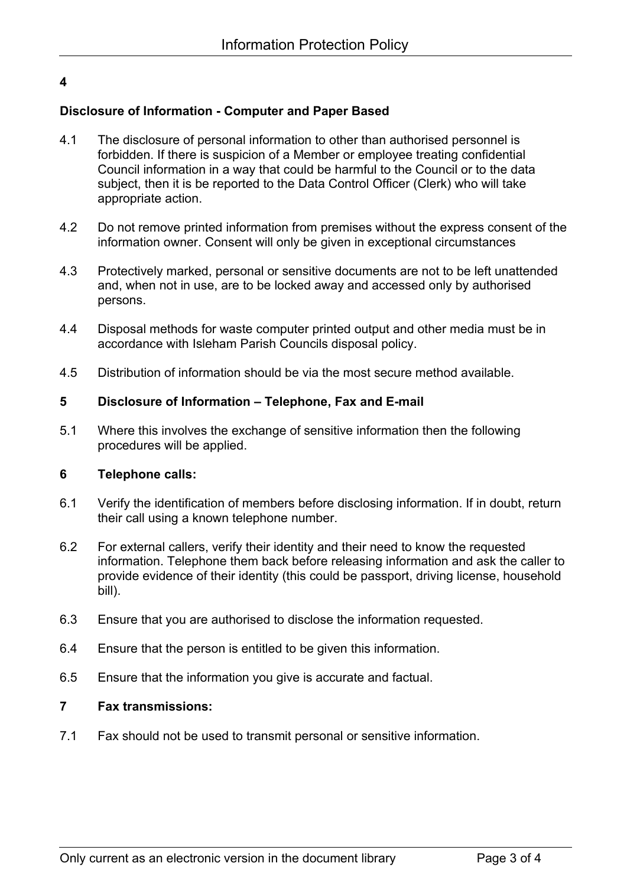**4**

**Disclosure of Information - Computer and Paper Based**

4.1 The disclosure of personal information to other than authorised personnel is forbidden. If there is suspicion of a Member or employee treating confidential Council information in a way that could be harmful to the Council or to the data subject, then it is be reported to the Data Control Officer (Clerk) who will take appropriate action.

4.2 Do not remove printed information from premises without the express consent of the information owner. Consent will only be given in exceptional circumstances

4.3 Protectively marked, personal or sensitive documents are not to be left unattended and, when not in use, are to be locked away and accessed only by authorised persons.

4.4 Disposal methods for waste computer printed output and other media must be in accordance with Isleham Parish Councils disposal policy.

4.5 Distribution of information should be via the most secure method available.

**5 Disclosure of Information – Telephone, Fax and E-mail**

5.1 Where this involves the exchange of sensitive information then the following procedures will be applied.

**6 Telephone calls:**

6.1 Verify the identification of members before disclosing information. If in doubt, return their call using a known telephone number.

6.2 For external callers, verify their identity and their need to know the requested information. Telephone them back before releasing information and ask the caller to provide evidence of their identity (this could be passport, driving license, household bill).

6.3 Ensure that you are authorised to disclose the information requested.

6.4 Ensure that the person is entitled to be given this information.

6.5 Ensure that the information you give is accurate and factual.

**7 Fax transmissions:**

7.1 Fax should not be used to transmit personal or sensitive information.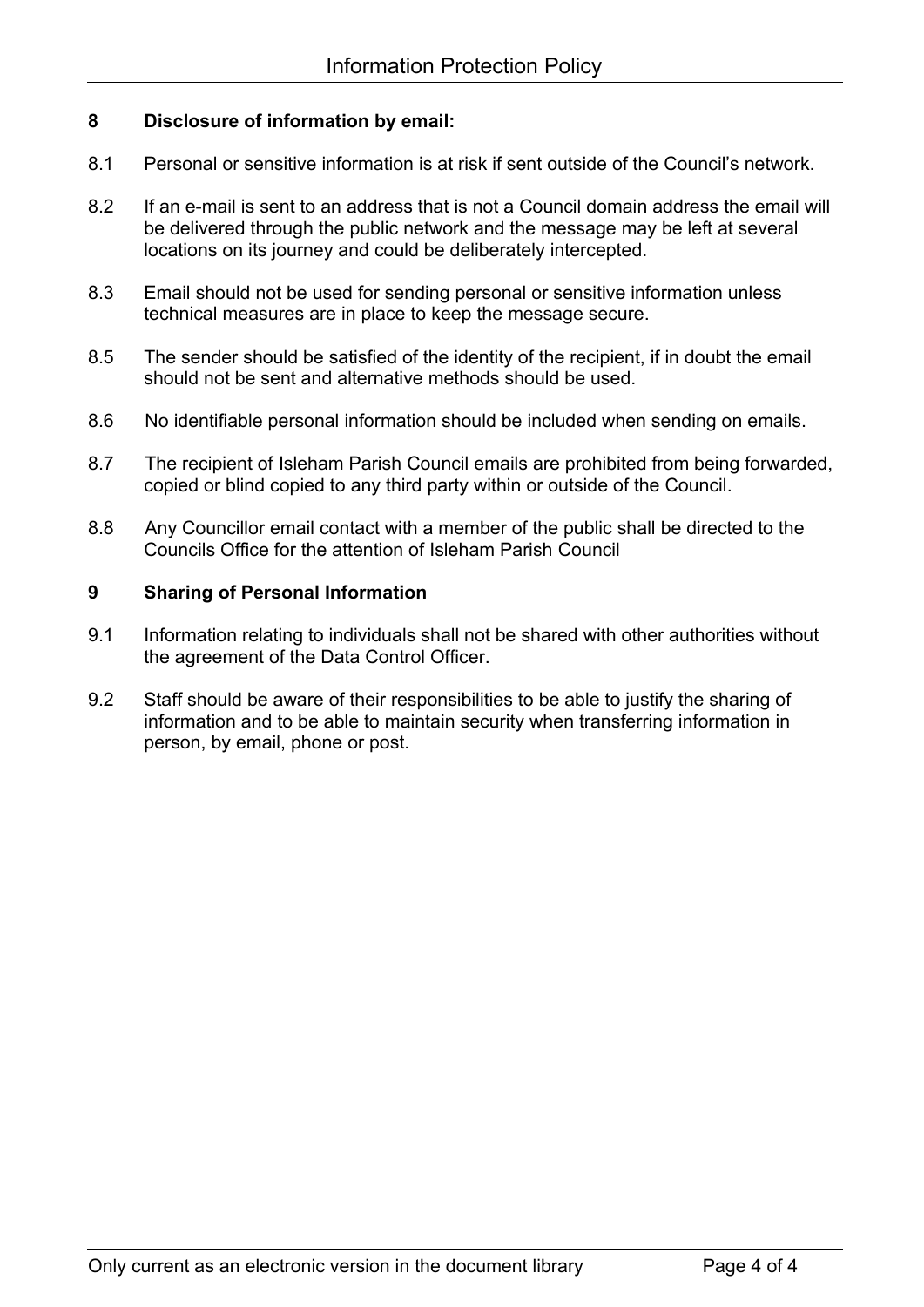## 8 Disclosure of information by email:

8.1 Personal or sensitive information is at risk if sent outside of the Council's network.

8.2 If an e-mail is sent to an address that is not a Council domain address the email will be delivered through the public network and the message may be left at several locations on its journey and could be deliberately intercepted.

8.3 Email should not be used for sending personal or sensitive information unless technical measures are in place to keep the message secure.

8.5 The sender should be satisfied of the identity of the recipient, if in doubt the email should not be sent and alternative methods should be used.

8.6 No identifiable personal information should be included when sending on emails.

8.7 The recipient of Isleham Parish Council emails are prohibited from being forwarded, copied or blind copied to any third party within or outside of the Council.

8.8 Any Councillor email contact with a member of the public shall be directed to the Councils Office for the attention of Isleham Parish Council

## 9 Sharing of Personal Information

9.1 Information relating to individuals shall not be shared with other authorities without the agreement of the Data Control Officer.

9.2 Staff should be aware of their responsibilities to be able to justify the sharing of information and to be able to maintain security when transferring information in person, by email, phone or post.